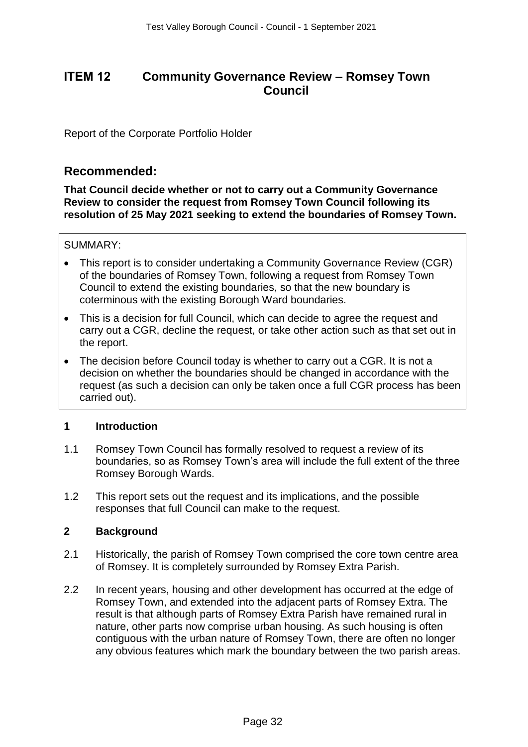# ITEM 12 Community Governance Review – Romsey Town Council

Report of the Corporate Portfolio Holder

## Recommended:

**That Council decide whether or not to carry out a Community Governance Review to consider the request from Romsey Town Council following its resolution of 25 May 2021 seeking to extend the boundaries of Romsey Town.**

SUMMARY:

- This report is to consider undertaking a Community Governance Review (CGR) of the boundaries of Romsey Town, following a request from Romsey Town Council to extend the existing boundaries, so that the new boundary is coterminous with the existing Borough Ward boundaries.
- This is a decision for full Council, which can decide to agree the request and carry out a CGR, decline the request, or take other action such as that set out in the report.
- The decision before Council today is whether to carry out a CGR. It is not a decision on whether the boundaries should be changed in accordance with the request (as such a decision can only be taken once a full CGR process has been carried out).

### 1 Introduction

1.1 Romsey Town Council has formally resolved to request a review of its boundaries, so as Romsey Town's area will include the full extent of the three Romsey Borough Wards.

1.2 This report sets out the request and its implications, and the possible responses that full Council can make to the request.

### 2 Background

2.1 Historically, the parish of Romsey Town comprised the core town centre area of Romsey. It is completely surrounded by Romsey Extra Parish.

2.2 In recent years, housing and other development has occurred at the edge of Romsey Town, and extended into the adjacent parts of Romsey Extra. The result is that although parts of Romsey Extra Parish have remained rural in nature, other parts now comprise urban housing. As such housing is often contiguous with the urban nature of Romsey Town, there are often no longer any obvious features which mark the boundary between the two parish areas.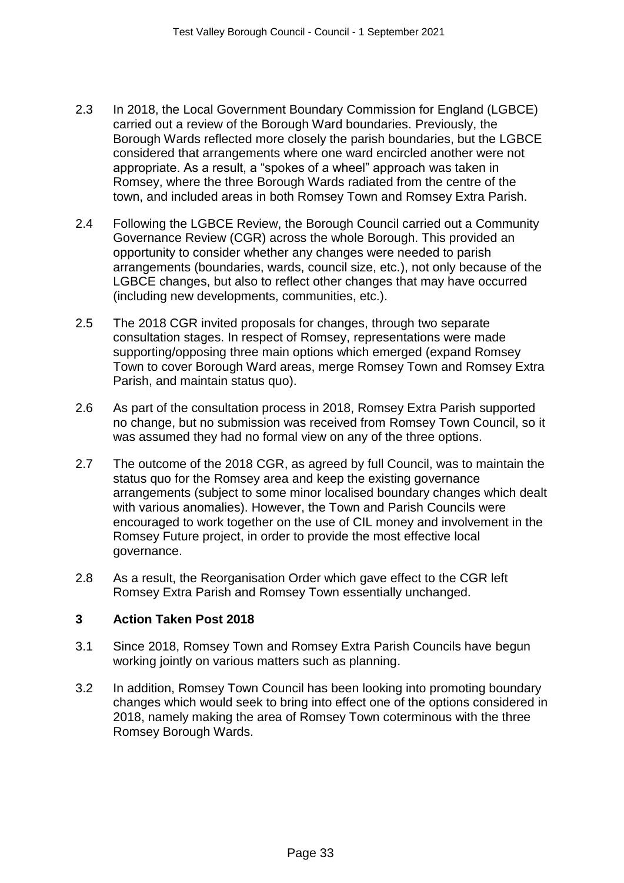2.3 In 2018, the Local Government Boundary Commission for England (LGBCE) carried out a review of the Borough Ward boundaries. Previously, the Borough Wards reflected more closely the parish boundaries, but the LGBCE considered that arrangements where one ward encircled another were not appropriate. As a result, a "spokes of a wheel" approach was taken in Romsey, where the three Borough Wards radiated from the centre of the town, and included areas in both Romsey Town and Romsey Extra Parish.

2.4 Following the LGBCE Review, the Borough Council carried out a Community Governance Review (CGR) across the whole Borough. This provided an opportunity to consider whether any changes were needed to parish arrangements (boundaries, wards, council size, etc.), not only because of the LGBCE changes, but also to reflect other changes that may have occurred (including new developments, communities, etc.).

2.5 The 2018 CGR invited proposals for changes, through two separate consultation stages. In respect of Romsey, representations were made supporting/opposing three main options which emerged (expand Romsey Town to cover Borough Ward areas, merge Romsey Town and Romsey Extra Parish, and maintain status quo).

2.6 As part of the consultation process in 2018, Romsey Extra Parish supported no change, but no submission was received from Romsey Town Council, so it was assumed they had no formal view on any of the three options.

2.7 The outcome of the 2018 CGR, as agreed by full Council, was to maintain the status quo for the Romsey area and keep the existing governance arrangements (subject to some minor localised boundary changes which dealt with various anomalies). However, the Town and Parish Councils were encouraged to work together on the use of CIL money and involvement in the Romsey Future project, in order to provide the most effective local governance.

2.8 As a result, the Reorganisation Order which gave effect to the CGR left Romsey Extra Parish and Romsey Town essentially unchanged.

## 3 Action Taken Post 2018

3.1 Since 2018, Romsey Town and Romsey Extra Parish Councils have begun working jointly on various matters such as planning.

3.2 In addition, Romsey Town Council has been looking into promoting boundary changes which would seek to bring into effect one of the options considered in 2018, namely making the area of Romsey Town coterminous with the three Romsey Borough Wards.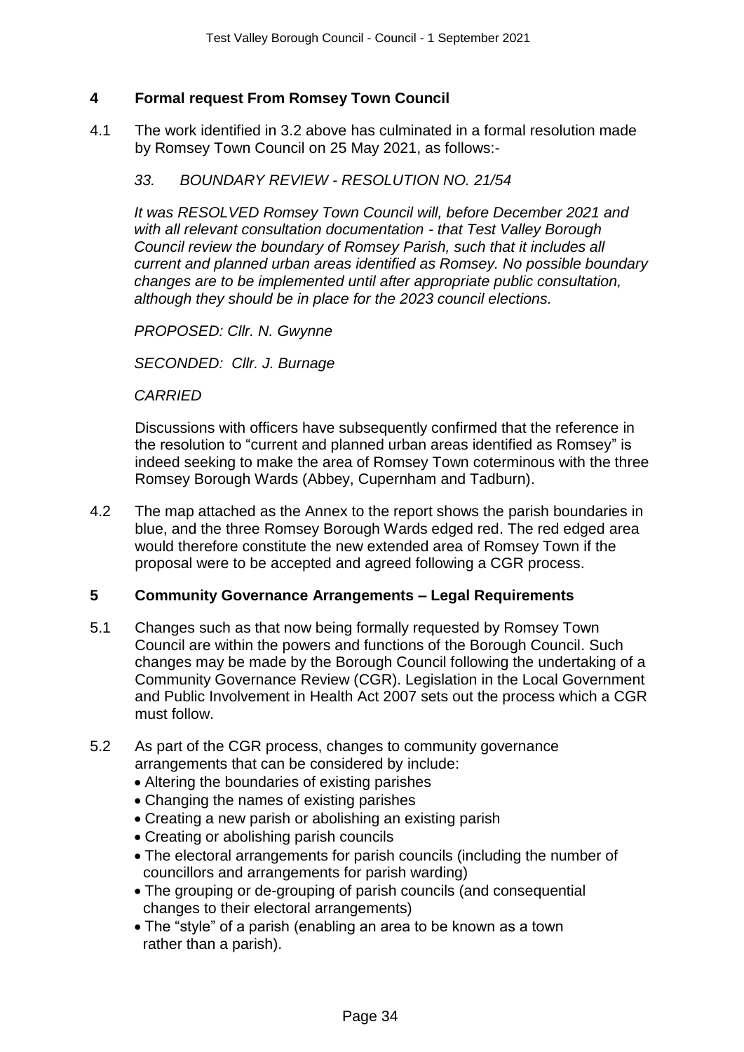## 4 Formal request From Romsey Town Council

4.1 The work identified in 3.2 above has culminated in a formal resolution made by Romsey Town Council on 25 May 2021, as follows:-

*33. BOUNDARY REVIEW - RESOLUTION NO. 21/54*

*It was RESOLVED Romsey Town Council will, before December 2021 and with all relevant consultation documentation - that Test Valley Borough Council review the boundary of Romsey Parish, such that it includes all current and planned urban areas identified as Romsey. No possible boundary changes are to be implemented until after appropriate public consultation, although they should be in place for the 2023 council elections.*

*PROPOSED: Cllr. N. Gwynne*

*SECONDED: Cllr. J. Burnage*

*CARRIED*

Discussions with officers have subsequently confirmed that the reference in the resolution to "current and planned urban areas identified as Romsey" is indeed seeking to make the area of Romsey Town coterminous with the three Romsey Borough Wards (Abbey, Cupernham and Tadburn).

4.2 The map attached as the Annex to the report shows the parish boundaries in blue, and the three Romsey Borough Wards edged red. The red edged area would therefore constitute the new extended area of Romsey Town if the proposal were to be accepted and agreed following a CGR process.

## 5 Community Governance Arrangements – Legal Requirements

5.1 Changes such as that now being formally requested by Romsey Town Council are within the powers and functions of the Borough Council. Such changes may be made by the Borough Council following the undertaking of a Community Governance Review (CGR). Legislation in the Local Government and Public Involvement in Health Act 2007 sets out the process which a CGR must follow.

5.2 As part of the CGR process, changes to community governance arrangements that can be considered by include:

- Altering the boundaries of existing parishes
- Changing the names of existing parishes
- Creating a new parish or abolishing an existing parish
- Creating or abolishing parish councils
- The electoral arrangements for parish councils (including the number of councillors and arrangements for parish warding)
- The grouping or de-grouping of parish councils (and consequential changes to their electoral arrangements)
- The "style" of a parish (enabling an area to be known as a town rather than a parish).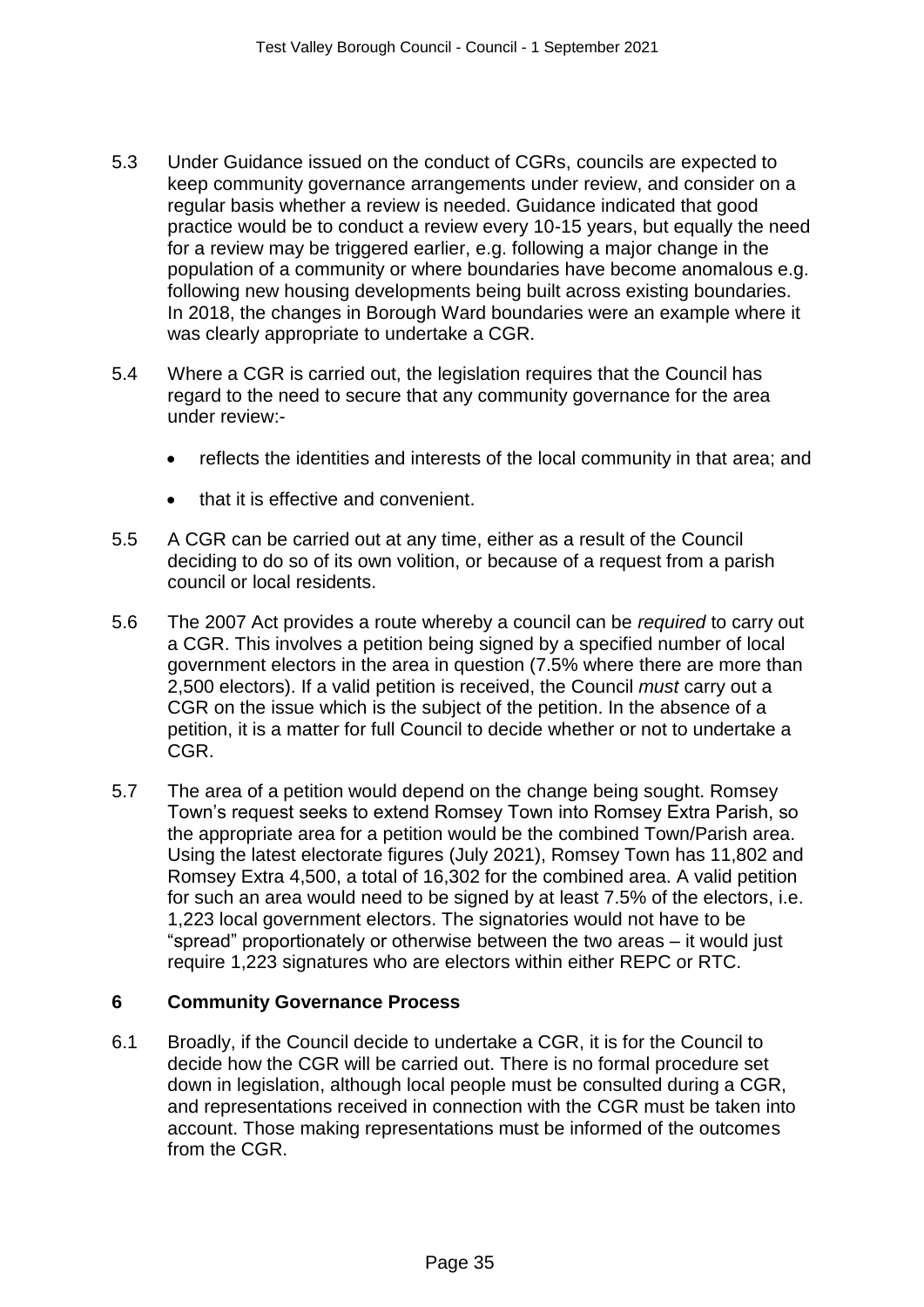5.3 Under Guidance issued on the conduct of CGRs, councils are expected to keep community governance arrangements under review, and consider on a regular basis whether a review is needed. Guidance indicated that good practice would be to conduct a review every 10-15 years, but equally the need for a review may be triggered earlier, e.g. following a major change in the population of a community or where boundaries have become anomalous e.g. following new housing developments being built across existing boundaries. In 2018, the changes in Borough Ward boundaries were an example where it was clearly appropriate to undertake a CGR.

5.4 Where a CGR is carried out, the legislation requires that the Council has regard to the need to secure that any community governance for the area under review:-

- reflects the identities and interests of the local community in that area; and
- that it is effective and convenient.

5.5 A CGR can be carried out at any time, either as a result of the Council deciding to do so of its own volition, or because of a request from a parish council or local residents.

5.6 The 2007 Act provides a route whereby a council can be *required* to carry out a CGR. This involves a petition being signed by a specified number of local government electors in the area in question (7.5% where there are more than 2,500 electors). If a valid petition is received, the Council *must* carry out a CGR on the issue which is the subject of the petition. In the absence of a petition, it is a matter for full Council to decide whether or not to undertake a CGR.

5.7 The area of a petition would depend on the change being sought. Romsey Town's request seeks to extend Romsey Town into Romsey Extra Parish, so the appropriate area for a petition would be the combined Town/Parish area. Using the latest electorate figures (July 2021), Romsey Town has 11,802 and Romsey Extra 4,500, a total of 16,302 for the combined area. A valid petition for such an area would need to be signed by at least 7.5% of the electors, i.e. 1,223 local government electors. The signatories would not have to be "spread" proportionately or otherwise between the two areas – it would just require 1,223 signatures who are electors within either REPC or RTC.

## 6 Community Governance Process

6.1 Broadly, if the Council decide to undertake a CGR, it is for the Council to decide how the CGR will be carried out. There is no formal procedure set down in legislation, although local people must be consulted during a CGR, and representations received in connection with the CGR must be taken into account. Those making representations must be informed of the outcomes from the CGR.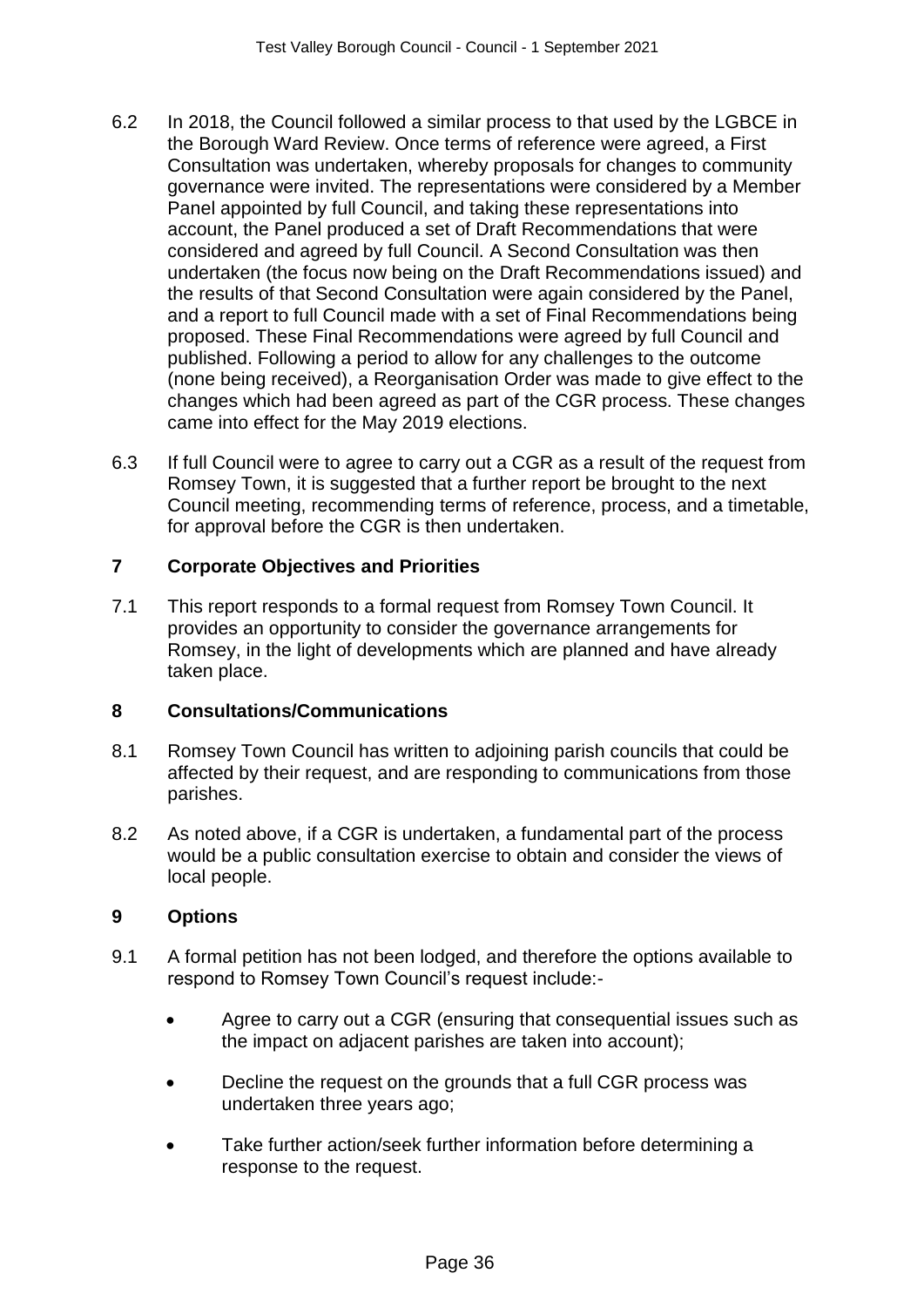6.2 In 2018, the Council followed a similar process to that used by the LGBCE in the Borough Ward Review. Once terms of reference were agreed, a First Consultation was undertaken, whereby proposals for changes to community governance were invited. The representations were considered by a Member Panel appointed by full Council, and taking these representations into account, the Panel produced a set of Draft Recommendations that were considered and agreed by full Council. A Second Consultation was then undertaken (the focus now being on the Draft Recommendations issued) and the results of that Second Consultation were again considered by the Panel, and a report to full Council made with a set of Final Recommendations being proposed. These Final Recommendations were agreed by full Council and published. Following a period to allow for any challenges to the outcome (none being received), a Reorganisation Order was made to give effect to the changes which had been agreed as part of the CGR process. These changes came into effect for the May 2019 elections.

6.3 If full Council were to agree to carry out a CGR as a result of the request from Romsey Town, it is suggested that a further report be brought to the next Council meeting, recommending terms of reference, process, and a timetable, for approval before the CGR is then undertaken.

## 7 Corporate Objectives and Priorities

7.1 This report responds to a formal request from Romsey Town Council. It provides an opportunity to consider the governance arrangements for Romsey, in the light of developments which are planned and have already taken place.

## 8 Consultations/Communications

8.1 Romsey Town Council has written to adjoining parish councils that could be affected by their request, and are responding to communications from those parishes.

8.2 As noted above, if a CGR is undertaken, a fundamental part of the process would be a public consultation exercise to obtain and consider the views of local people.

## 9 Options

9.1 A formal petition has not been lodged, and therefore the options available to respond to Romsey Town Council's request include:-

- Agree to carry out a CGR (ensuring that consequential issues such as the impact on adjacent parishes are taken into account);
- Decline the request on the grounds that a full CGR process was undertaken three years ago;
- Take further action/seek further information before determining a response to the request.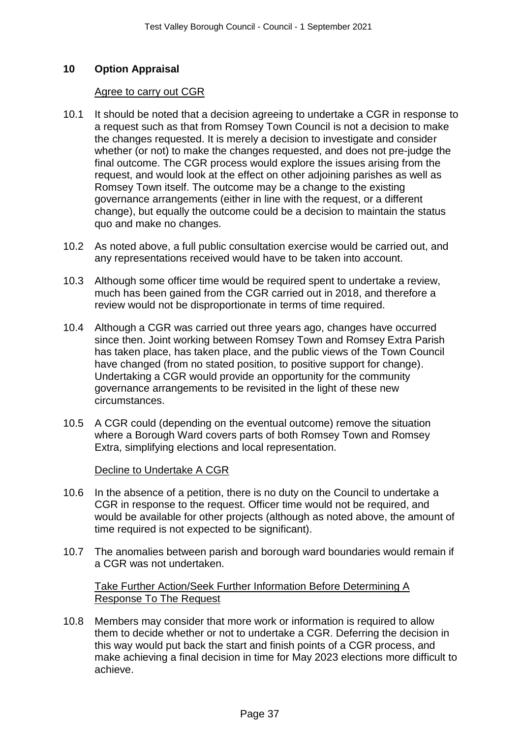## 10 Option Appraisal

Agree to carry out CGR

10.1 It should be noted that a decision agreeing to undertake a CGR in response to a request such as that from Romsey Town Council is not a decision to make the changes requested. It is merely a decision to investigate and consider whether (or not) to make the changes requested, and does not pre-judge the final outcome. The CGR process would explore the issues arising from the request, and would look at the effect on other adjoining parishes as well as Romsey Town itself. The outcome may be a change to the existing governance arrangements (either in line with the request, or a different change), but equally the outcome could be a decision to maintain the status quo and make no changes.

10.2 As noted above, a full public consultation exercise would be carried out, and any representations received would have to be taken into account.

10.3 Although some officer time would be required spent to undertake a review, much has been gained from the CGR carried out in 2018, and therefore a review would not be disproportionate in terms of time required.

10.4 Although a CGR was carried out three years ago, changes have occurred since then. Joint working between Romsey Town and Romsey Extra Parish has taken place, has taken place, and the public views of the Town Council have changed (from no stated position, to positive support for change). Undertaking a CGR would provide an opportunity for the community governance arrangements to be revisited in the light of these new circumstances.

10.5 A CGR could (depending on the eventual outcome) remove the situation where a Borough Ward covers parts of both Romsey Town and Romsey Extra, simplifying elections and local representation.

Decline to Undertake A CGR

10.6 In the absence of a petition, there is no duty on the Council to undertake a CGR in response to the request. Officer time would not be required, and would be available for other projects (although as noted above, the amount of time required is not expected to be significant).

10.7 The anomalies between parish and borough ward boundaries would remain if a CGR was not undertaken.

Take Further Action/Seek Further Information Before Determining A Response To The Request

10.8 Members may consider that more work or information is required to allow them to decide whether or not to undertake a CGR. Deferring the decision in this way would put back the start and finish points of a CGR process, and make achieving a final decision in time for May 2023 elections more difficult to achieve.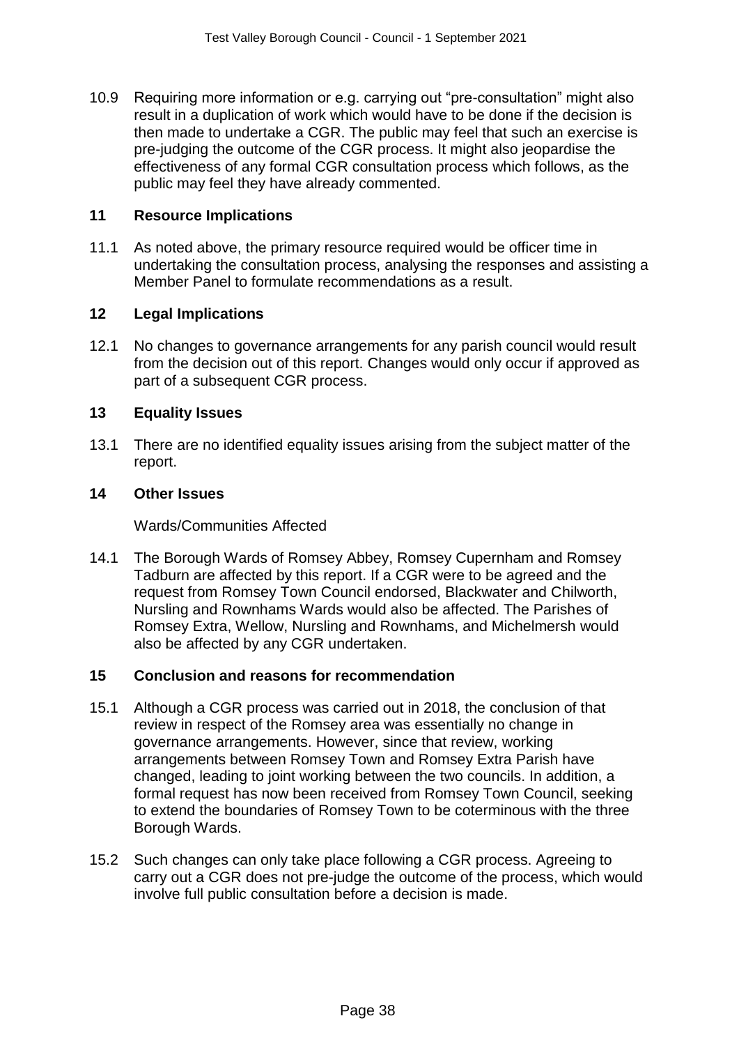10.9 Requiring more information or e.g. carrying out "pre-consultation" might also result in a duplication of work which would have to be done if the decision is then made to undertake a CGR. The public may feel that such an exercise is pre-judging the outcome of the CGR process. It might also jeopardise the effectiveness of any formal CGR consultation process which follows, as the public may feel they have already commented.

## 11 Resource Implications

11.1 As noted above, the primary resource required would be officer time in undertaking the consultation process, analysing the responses and assisting a Member Panel to formulate recommendations as a result.

## 12 Legal Implications

12.1 No changes to governance arrangements for any parish council would result from the decision out of this report. Changes would only occur if approved as part of a subsequent CGR process.

## 13 Equality Issues

13.1 There are no identified equality issues arising from the subject matter of the report.

## 14 Other Issues

Wards/Communities Affected

14.1 The Borough Wards of Romsey Abbey, Romsey Cupernham and Romsey Tadburn are affected by this report. If a CGR were to be agreed and the request from Romsey Town Council endorsed, Blackwater and Chilworth, Nursling and Rownhams Wards would also be affected. The Parishes of Romsey Extra, Wellow, Nursling and Rownhams, and Michelmersh would also be affected by any CGR undertaken.

## 15 Conclusion and reasons for recommendation

15.1 Although a CGR process was carried out in 2018, the conclusion of that review in respect of the Romsey area was essentially no change in governance arrangements. However, since that review, working arrangements between Romsey Town and Romsey Extra Parish have changed, leading to joint working between the two councils. In addition, a formal request has now been received from Romsey Town Council, seeking to extend the boundaries of Romsey Town to be coterminous with the three Borough Wards.

15.2 Such changes can only take place following a CGR process. Agreeing to carry out a CGR does not pre-judge the outcome of the process, which would involve full public consultation before a decision is made.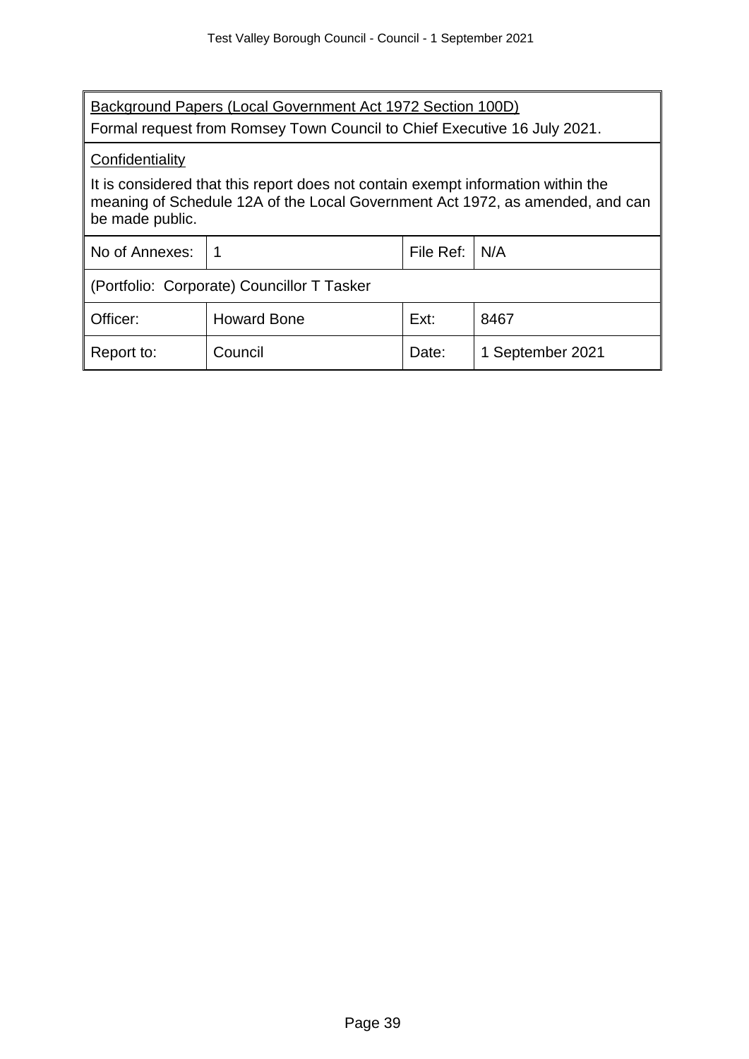<u>Background Papers (Local Government Act 1972 Section 100D)</u>

Formal request from Romsey Town Council to Chief Executive 16 July 2021.

<u>Confidentiality</u>

It is considered that this report does not contain exempt information within the meaning of Schedule 12A of the Local Government Act 1972, as amended, and can be made public.

| No of Annexes: | 1 | File Ref: | N/A |
|---|---|---|---|
| (Portfolio: Corporate) Councillor T Tasker | | | |
| Officer: | Howard Bone | Ext: | 8467 |
| Report to: | Council | Date: | 1 September 2021 |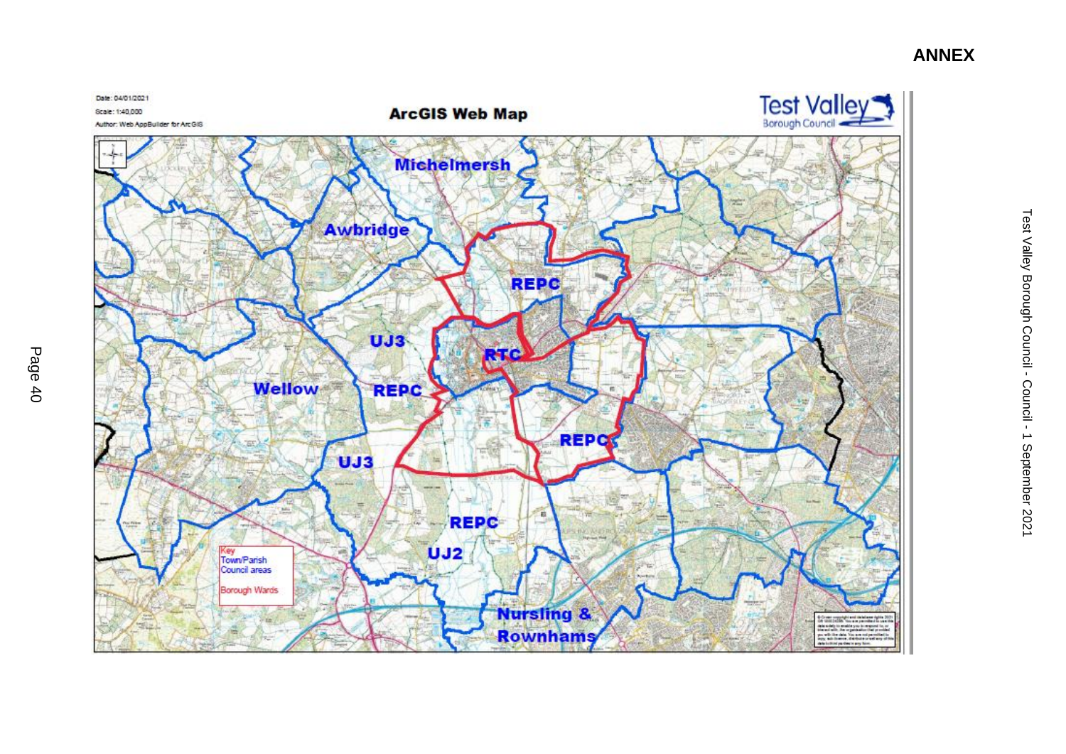**ANNEX**

Date: 04/01/2021

Scale: 1:40,000

Author: Web AppBuilder for ArcGIS

ArcGIS Web Map

Test Valley Borough Council

Michelmersh

Awbridge

REPC

UJ3

RTC

Wellow

REPC

REPC

UJ3

REPC

UJ2

Nursling & Rownhams

Key

Town/Parish Council areas

Borough Wards